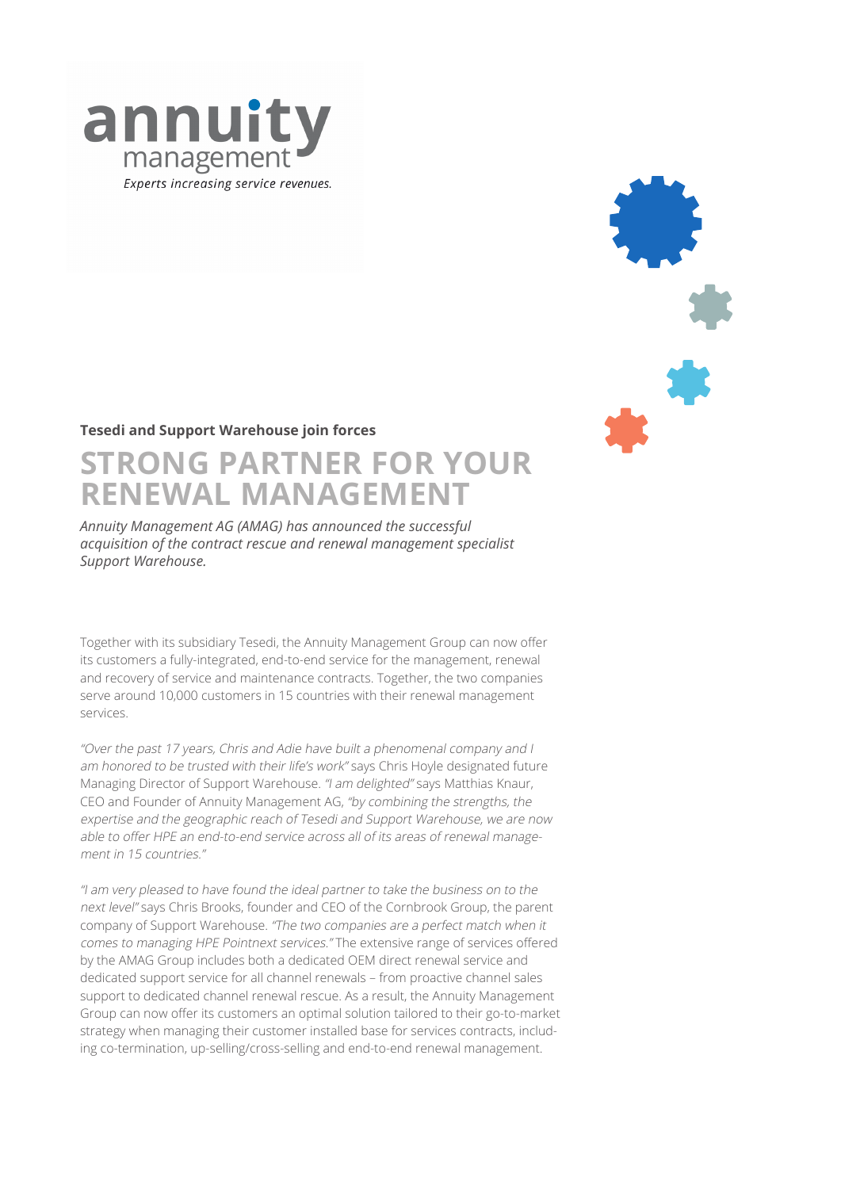annuity
management
*Experts increasing service revenues.*

**Tesedi and Support Warehouse join forces**

# STRONG PARTNER FOR YOUR RENEWAL MANAGEMENT

*Annuity Management AG (AMAG) has announced the successful acquisition of the contract rescue and renewal management specialist Support Warehouse.*

Together with its subsidiary Tesedi, the Annuity Management Group can now offer its customers a fully-integrated, end-to-end service for the management, renewal and recovery of service and maintenance contracts. Together, the two companies serve around 10,000 customers in 15 countries with their renewal management services.

*"Over the past 17 years, Chris and Adie have built a phenomenal company and I am honored to be trusted with their life's work"* says Chris Hoyle designated future Managing Director of Support Warehouse. *"I am delighted"* says Matthias Knaur, CEO and Founder of Annuity Management AG, *"by combining the strengths, the expertise and the geographic reach of Tesedi and Support Warehouse, we are now able to offer HPE an end-to-end service across all of its areas of renewal management in 15 countries."*

*"I am very pleased to have found the ideal partner to take the business on to the next level"* says Chris Brooks, founder and CEO of the Cornbrook Group, the parent company of Support Warehouse. *"The two companies are a perfect match when it comes to managing HPE Pointnext services."* The extensive range of services offered by the AMAG Group includes both a dedicated OEM direct renewal service and dedicated support service for all channel renewals – from proactive channel sales support to dedicated channel renewal rescue. As a result, the Annuity Management Group can now offer its customers an optimal solution tailored to their go-to-market strategy when managing their customer installed base for services contracts, including co-termination, up-selling/cross-selling and end-to-end renewal management.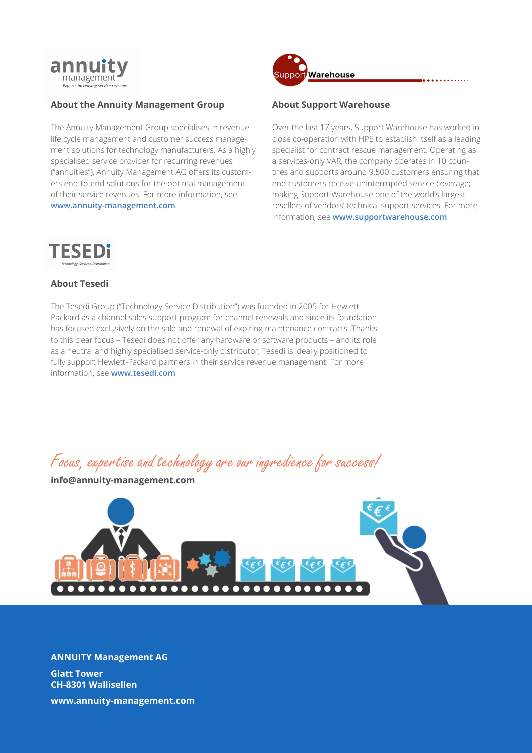## About the Annuity Management Group

The Annuity Management Group specialises in revenue life cycle management and customer success management solutions for technology manufacturers. As a highly specialised service provider for recurring revenues ("annuities"), Annuity Management AG offers its customers end-to-end solutions for the optimal management of their service revenues. For more information, see **www.annuity-management.com**

## About Support Warehouse

Over the last 17 years, Support Warehouse has worked in close co-operation with HPE to establish itself as a leading specialist for contract rescue management. Operating as a services-only VAR, the company operates in 10 countries and supports around 9,500 customers ensuring that end customers receive uninterrupted service coverage; making Support Warehouse one of the world's largest resellers of vendors' technical support services. For more information, see **www.supportwarehouse.com**

## About Tesedi

The Tesedi Group ("Technology Service Distribution") was founded in 2005 for Hewlett Packard as a channel sales support program for channel renewals and since its foundation has focused exclusively on the sale and renewal of expiring maintenance contracts. Thanks to this clear focus – Tesedi does not offer any hardware or software products – and its role as a neutral and highly specialised service-only distributor, Tesedi is ideally positioned to fully support Hewlett-Packard partners in their service revenue management. For more information, see **www.tesedi.com**

*Focus, expertise and technology are our ingredience for success!*

**info@annuity-management.com**

**ANNUITY Management AG**

**Glatt Tower**
**CH-8301 Wallisellen**

**www.annuity-management.com**